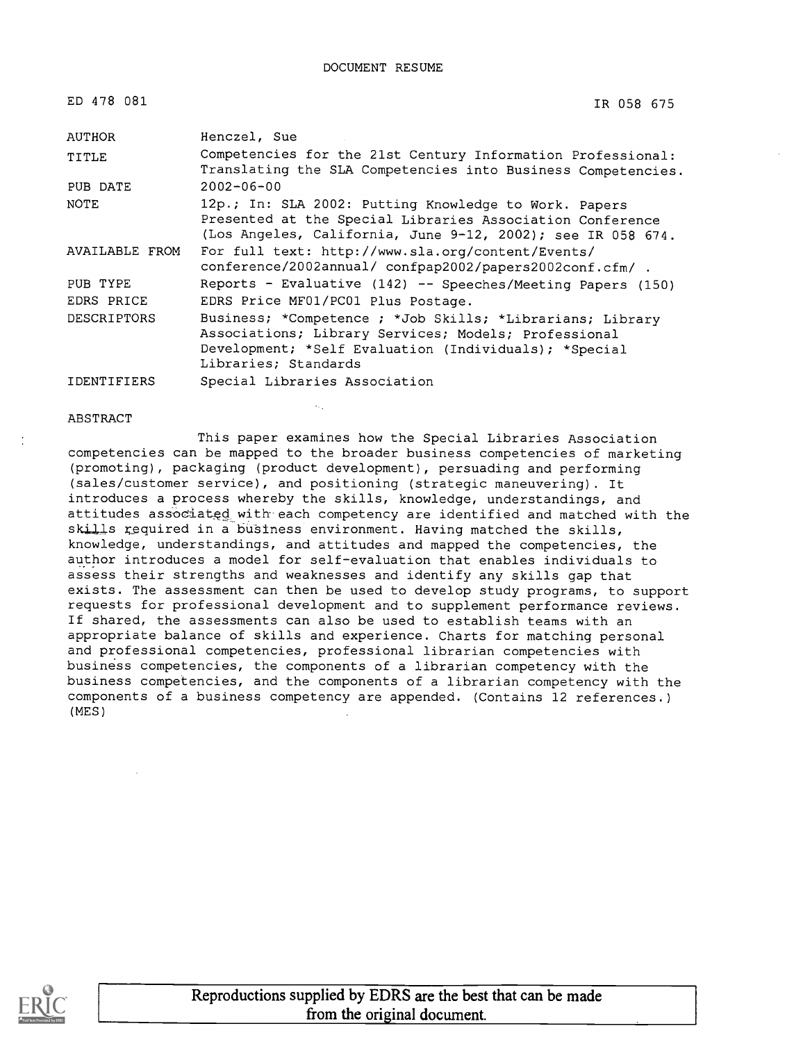DOCUMENT RESUME

ED 478 081 IR 058 675

| | |
|---|---|
| AUTHOR | Henczel, Sue |
| TITLE | Competencies for the 21st Century Information Professional: Translating the SLA Competencies into Business Competencies. |
| PUB DATE | 2002-06-00 |
| NOTE | 12p.; In: SLA 2002: Putting Knowledge to Work. Papers Presented at the Special Libraries Association Conference (Los Angeles, California, June 9-12, 2002); see IR 058 674. |
| AVAILABLE FROM | For full text: http://www.sla.org/content/Events/conference/2002annual/ confpap2002/papers2002conf.cfm/ . |
| PUB TYPE | Reports - Evaluative (142) -- Speeches/Meeting Papers (150) |
| EDRS PRICE | EDRS Price MF01/PC01 Plus Postage. |
| DESCRIPTORS | Business; *Competence ; *Job Skills; *Librarians; Library Associations; Library Services; Models; Professional Development; *Self Evaluation (Individuals); *Special Libraries; Standards |
| IDENTIFIERS | Special Libraries Association |

ABSTRACT

This paper examines how the Special Libraries Association competencies can be mapped to the broader business competencies of marketing (promoting), packaging (product development), persuading and performing (sales/customer service), and positioning (strategic maneuvering). It introduces a process whereby the skills, knowledge, understandings, and attitudes associated with each competency are identified and matched with the skills required in a business environment. Having matched the skills, knowledge, understandings, and attitudes and mapped the competencies, the author introduces a model for self-evaluation that enables individuals to assess their strengths and weaknesses and identify any skills gap that exists. The assessment can then be used to develop study programs, to support requests for professional development and to supplement performance reviews. If shared, the assessments can also be used to establish teams with an appropriate balance of skills and experience. Charts for matching personal and professional competencies, professional librarian competencies with business competencies, the components of a librarian competency with the business competencies, and the components of a librarian competency with the components of a business competency are appended. (Contains 12 references.) (MES)

Reproductions supplied by EDRS are the best that can be made from the original document.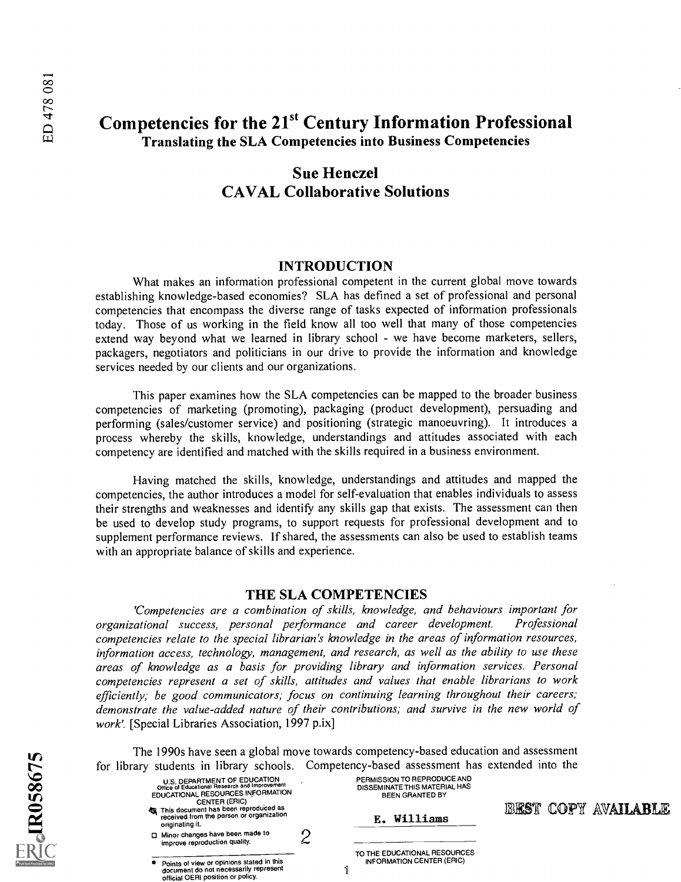# Competencies for the 21st Century Information Professional

## Translating the SLA Competencies into Business Competencies

### Sue Henczel
### CAVAL Collaborative Solutions

## INTRODUCTION

What makes an information professional competent in the current global move towards establishing knowledge-based economies? SLA has defined a set of professional and personal competencies that encompass the diverse range of tasks expected of information professionals today. Those of us working in the field know all too well that many of those competencies extend way beyond what we learned in library school - we have become marketers, sellers, packagers, negotiators and politicians in our drive to provide the information and knowledge services needed by our clients and our organizations.

This paper examines how the SLA competencies can be mapped to the broader business competencies of marketing (promoting), packaging (product development), persuading and performing (sales/customer service) and positioning (strategic manoeuvring). It introduces a process whereby the skills, knowledge, understandings and attitudes associated with each competency are identified and matched with the skills required in a business environment.

Having matched the skills, knowledge, understandings and attitudes and mapped the competencies, the author introduces a model for self-evaluation that enables individuals to assess their strengths and weaknesses and identify any skills gap that exists. The assessment can then be used to develop study programs, to support requests for professional development and to supplement performance reviews. If shared, the assessments can also be used to establish teams with an appropriate balance of skills and experience.

## THE SLA COMPETENCIES

*'Competencies are a combination of skills, knowledge, and behaviours important for organizational success, personal performance and career development. Professional competencies relate to the special librarian's knowledge in the areas of information resources, information access, technology, management, and research, as well as the ability to use these areas of knowledge as a basis for providing library and information services. Personal competencies represent a set of skills, attitudes and values that enable librarians to work efficiently; be good communicators; focus on continuing learning throughout their careers; demonstrate the value-added nature of their contributions; and survive in the new world of work'.* [Special Libraries Association, 1997 p.ix]

The 1990s have seen a global move towards competency-based education and assessment for library students in library schools. Competency-based assessment has extended into the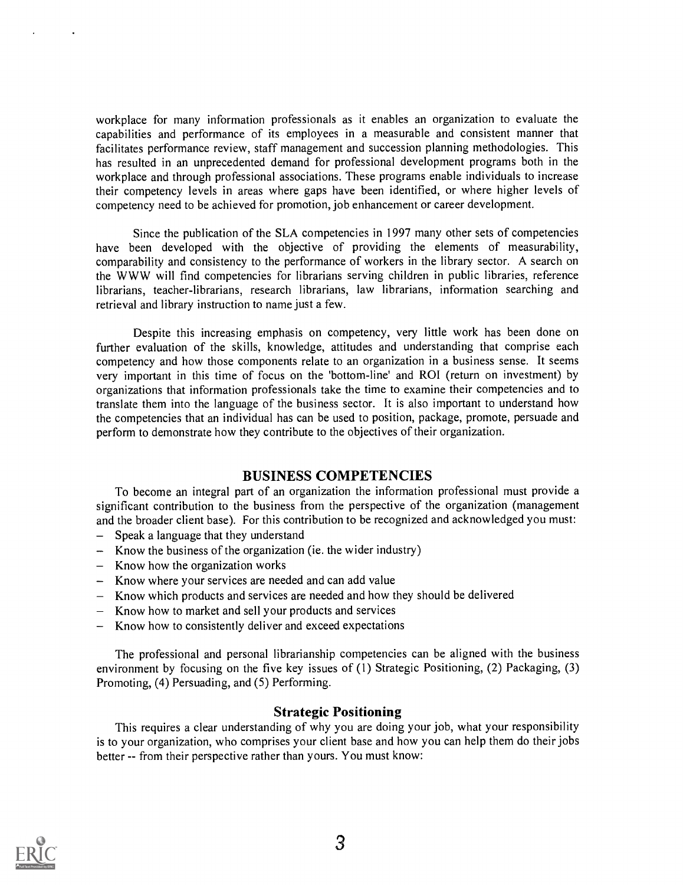workplace for many information professionals as it enables an organization to evaluate the capabilities and performance of its employees in a measurable and consistent manner that facilitates performance review, staff management and succession planning methodologies. This has resulted in an unprecedented demand for professional development programs both in the workplace and through professional associations. These programs enable individuals to increase their competency levels in areas where gaps have been identified, or where higher levels of competency need to be achieved for promotion, job enhancement or career development.

Since the publication of the SLA competencies in 1997 many other sets of competencies have been developed with the objective of providing the elements of measurability, comparability and consistency to the performance of workers in the library sector. A search on the WWW will find competencies for librarians serving children in public libraries, reference librarians, teacher-librarians, research librarians, law librarians, information searching and retrieval and library instruction to name just a few.

Despite this increasing emphasis on competency, very little work has been done on further evaluation of the skills, knowledge, attitudes and understanding that comprise each competency and how those components relate to an organization in a business sense. It seems very important in this time of focus on the 'bottom-line' and ROI (return on investment) by organizations that information professionals take the time to examine their competencies and to translate them into the language of the business sector. It is also important to understand how the competencies that an individual has can be used to position, package, promote, persuade and perform to demonstrate how they contribute to the objectives of their organization.

## BUSINESS COMPETENCIES

To become an integral part of an organization the information professional must provide a significant contribution to the business from the perspective of the organization (management and the broader client base). For this contribution to be recognized and acknowledged you must:

- Speak a language that they understand
- Know the business of the organization (ie. the wider industry)
- Know how the organization works
- Know where your services are needed and can add value
- Know which products and services are needed and how they should be delivered
- Know how to market and sell your products and services
- Know how to consistently deliver and exceed expectations

The professional and personal librarianship competencies can be aligned with the business environment by focusing on the five key issues of (1) Strategic Positioning, (2) Packaging, (3) Promoting, (4) Persuading, and (5) Performing.

### Strategic Positioning

This requires a clear understanding of why you are doing your job, what your responsibility is to your organization, who comprises your client base and how you can help them do their jobs better -- from their perspective rather than yours. You must know: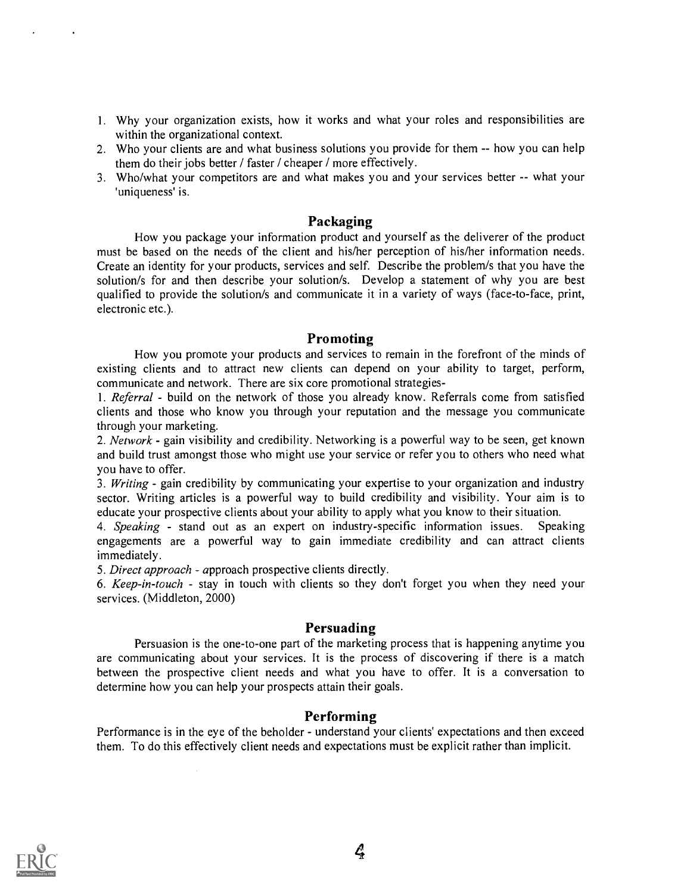1. Why your organization exists, how it works and what your roles and responsibilities are within the organizational context.
2. Who your clients are and what business solutions you provide for them -- how you can help them do their jobs better / faster / cheaper / more effectively.
3. Who/what your competitors are and what makes you and your services better -- what your 'uniqueness' is.

## Packaging

How you package your information product and yourself as the deliverer of the product must be based on the needs of the client and his/her perception of his/her information needs. Create an identity for your products, services and self. Describe the problem/s that you have the solution/s for and then describe your solution/s. Develop a statement of why you are best qualified to provide the solution/s and communicate it in a variety of ways (face-to-face, print, electronic etc.).

## Promoting

How you promote your products and services to remain in the forefront of the minds of existing clients and to attract new clients can depend on your ability to target, perform, communicate and network. There are six core promotional strategies-

1. *Referral* - build on the network of those you already know. Referrals come from satisfied clients and those who know you through your reputation and the message you communicate through your marketing.
2. *Network* - gain visibility and credibility. Networking is a powerful way to be seen, get known and build trust amongst those who might use your service or refer you to others who need what you have to offer.
3. *Writing* - gain credibility by communicating your expertise to your organization and industry sector. Writing articles is a powerful way to build credibility and visibility. Your aim is to educate your prospective clients about your ability to apply what you know to their situation.
4. *Speaking* - stand out as an expert on industry-specific information issues. Speaking engagements are a powerful way to gain immediate credibility and can attract clients immediately.
5. *Direct approach* - approach prospective clients directly.
6. *Keep-in-touch* - stay in touch with clients so they don't forget you when they need your services. (Middleton, 2000)

## Persuading

Persuasion is the one-to-one part of the marketing process that is happening anytime you are communicating about your services. It is the process of discovering if there is a match between the prospective client needs and what you have to offer. It is a conversation to determine how you can help your prospects attain their goals.

## Performing

Performance is in the eye of the beholder - understand your clients' expectations and then exceed them. To do this effectively client needs and expectations must be explicit rather than implicit.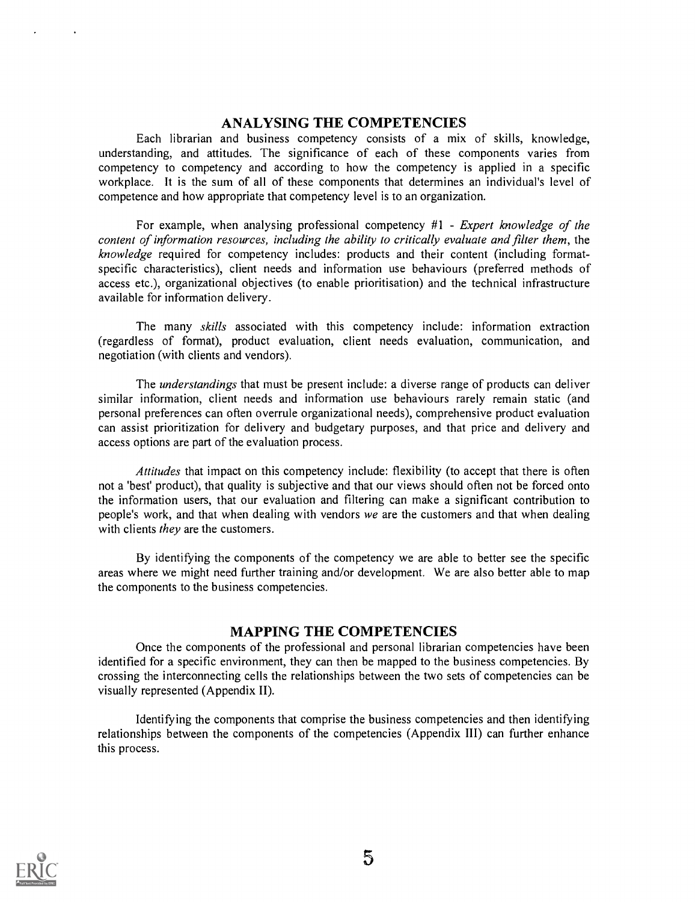## ANALYSING THE COMPETENCIES

Each librarian and business competency consists of a mix of skills, knowledge, understanding, and attitudes. The significance of each of these components varies from competency to competency and according to how the competency is applied in a specific workplace. It is the sum of all of these components that determines an individual's level of competence and how appropriate that competency level is to an organization.

For example, when analysing professional competency #1 - *Expert knowledge of the content of information resources, including the ability to critically evaluate and filter them*, the *knowledge* required for competency includes: products and their content (including format-specific characteristics), client needs and information use behaviours (preferred methods of access etc.), organizational objectives (to enable prioritisation) and the technical infrastructure available for information delivery.

The many *skills* associated with this competency include: information extraction (regardless of format), product evaluation, client needs evaluation, communication, and negotiation (with clients and vendors).

The *understandings* that must be present include: a diverse range of products can deliver similar information, client needs and information use behaviours rarely remain static (and personal preferences can often overrule organizational needs), comprehensive product evaluation can assist prioritization for delivery and budgetary purposes, and that price and delivery and access options are part of the evaluation process.

*Attitudes* that impact on this competency include: flexibility (to accept that there is often not a 'best' product), that quality is subjective and that our views should often not be forced onto the information users, that our evaluation and filtering can make a significant contribution to people's work, and that when dealing with vendors *we* are the customers and that when dealing with clients *they* are the customers.

By identifying the components of the competency we are able to better see the specific areas where we might need further training and/or development. We are also better able to map the components to the business competencies.

## MAPPING THE COMPETENCIES

Once the components of the professional and personal librarian competencies have been identified for a specific environment, they can then be mapped to the business competencies. By crossing the interconnecting cells the relationships between the two sets of competencies can be visually represented (Appendix II).

Identifying the components that comprise the business competencies and then identifying relationships between the components of the competencies (Appendix III) can further enhance this process.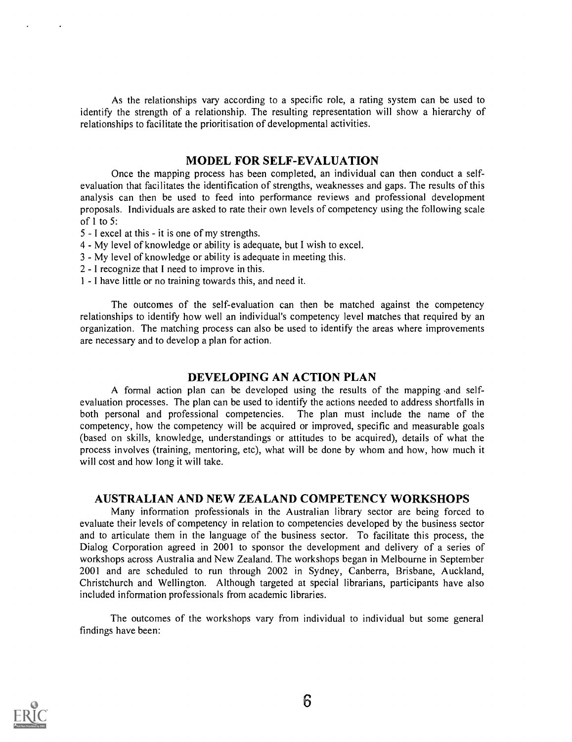As the relationships vary according to a specific role, a rating system can be used to identify the strength of a relationship. The resulting representation will show a hierarchy of relationships to facilitate the prioritisation of developmental activities.

## MODEL FOR SELF-EVALUATION

Once the mapping process has been completed, an individual can then conduct a self-evaluation that facilitates the identification of strengths, weaknesses and gaps. The results of this analysis can then be used to feed into performance reviews and professional development proposals. Individuals are asked to rate their own levels of competency using the following scale of 1 to 5:

5 - I excel at this - it is one of my strengths.
4 - My level of knowledge or ability is adequate, but I wish to excel.
3 - My level of knowledge or ability is adequate in meeting this.
2 - I recognize that I need to improve in this.
1 - I have little or no training towards this, and need it.

The outcomes of the self-evaluation can then be matched against the competency relationships to identify how well an individual's competency level matches that required by an organization. The matching process can also be used to identify the areas where improvements are necessary and to develop a plan for action.

## DEVELOPING AN ACTION PLAN

A formal action plan can be developed using the results of the mapping and self-evaluation processes. The plan can be used to identify the actions needed to address shortfalls in both personal and professional competencies. The plan must include the name of the competency, how the competency will be acquired or improved, specific and measurable goals (based on skills, knowledge, understandings or attitudes to be acquired), details of what the process involves (training, mentoring, etc), what will be done by whom and how, how much it will cost and how long it will take.

## AUSTRALIAN AND NEW ZEALAND COMPETENCY WORKSHOPS

Many information professionals in the Australian library sector are being forced to evaluate their levels of competency in relation to competencies developed by the business sector and to articulate them in the language of the business sector. To facilitate this process, the Dialog Corporation agreed in 2001 to sponsor the development and delivery of a series of workshops across Australia and New Zealand. The workshops began in Melbourne in September 2001 and are scheduled to run through 2002 in Sydney, Canberra, Brisbane, Auckland, Christchurch and Wellington. Although targeted at special librarians, participants have also included information professionals from academic libraries.

The outcomes of the workshops vary from individual to individual but some general findings have been: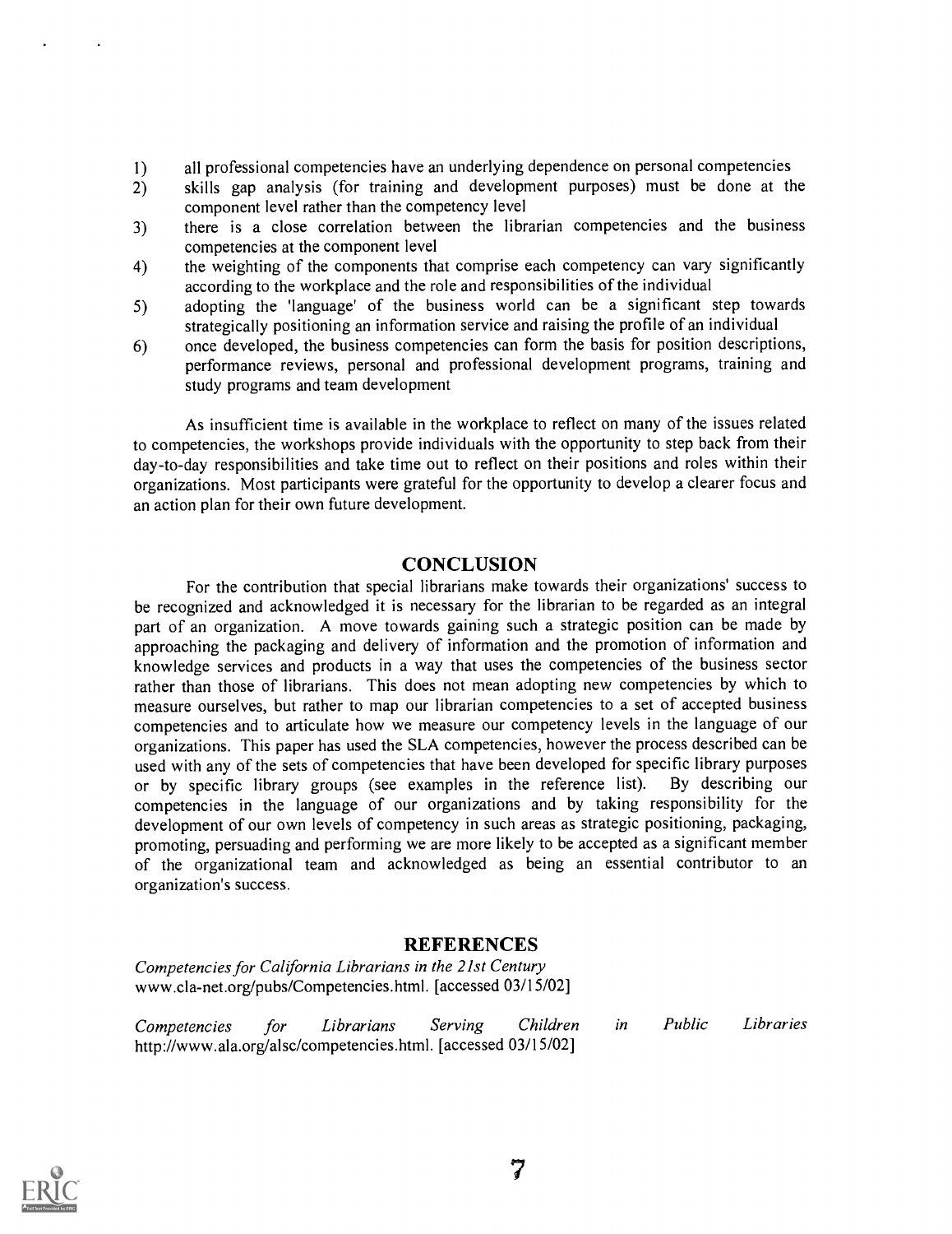1) all professional competencies have an underlying dependence on personal competencies
2) skills gap analysis (for training and development purposes) must be done at the component level rather than the competency level
3) there is a close correlation between the librarian competencies and the business competencies at the component level
4) the weighting of the components that comprise each competency can vary significantly according to the workplace and the role and responsibilities of the individual
5) adopting the 'language' of the business world can be a significant step towards strategically positioning an information service and raising the profile of an individual
6) once developed, the business competencies can form the basis for position descriptions, performance reviews, personal and professional development programs, training and study programs and team development

As insufficient time is available in the workplace to reflect on many of the issues related to competencies, the workshops provide individuals with the opportunity to step back from their day-to-day responsibilities and take time out to reflect on their positions and roles within their organizations. Most participants were grateful for the opportunity to develop a clearer focus and an action plan for their own future development.

## CONCLUSION

For the contribution that special librarians make towards their organizations' success to be recognized and acknowledged it is necessary for the librarian to be regarded as an integral part of an organization. A move towards gaining such a strategic position can be made by approaching the packaging and delivery of information and the promotion of information and knowledge services and products in a way that uses the competencies of the business sector rather than those of librarians. This does not mean adopting new competencies by which to measure ourselves, but rather to map our librarian competencies to a set of accepted business competencies and to articulate how we measure our competency levels in the language of our organizations. This paper has used the SLA competencies, however the process described can be used with any of the sets of competencies that have been developed for specific library purposes or by specific library groups (see examples in the reference list). By describing our competencies in the language of our organizations and by taking responsibility for the development of our own levels of competency in such areas as strategic positioning, packaging, promoting, persuading and performing we are more likely to be accepted as a significant member of the organizational team and acknowledged as being an essential contributor to an organization's success.

## REFERENCES

*Competencies for California Librarians in the 21st Century*
www.cla-net.org/pubs/Competencies.html. [accessed 03/15/02]

*Competencies for Librarians Serving Children in Public Libraries*
http://www.ala.org/alsc/competencies.html. [accessed 03/15/02]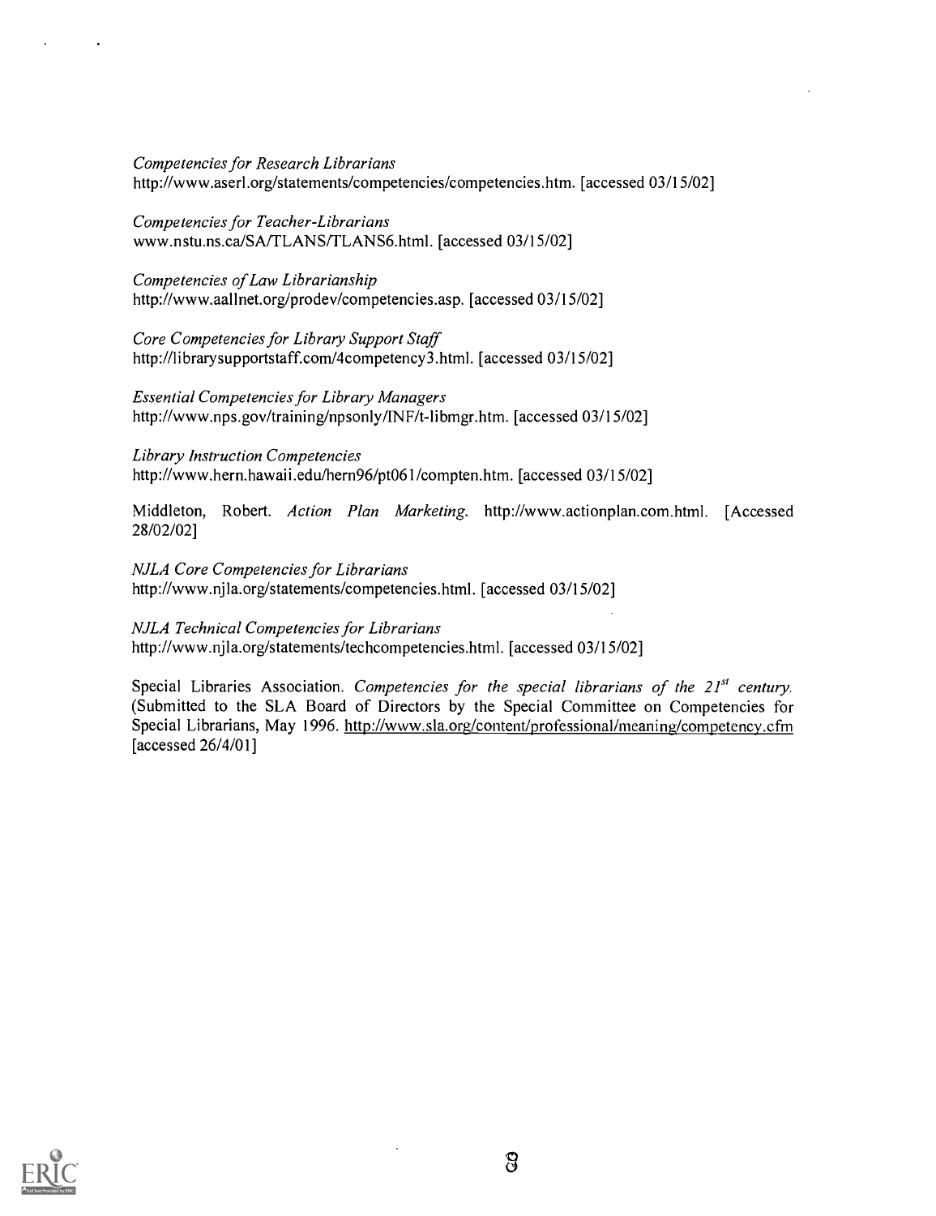*Competencies for Research Librarians*
http://www.aserl.org/statements/competencies/competencies.htm. [accessed 03/15/02]

*Competencies for Teacher-Librarians*
www.nstu.ns.ca/SA/TLANS/TLANS6.html. [accessed 03/15/02]

*Competencies of Law Librarianship*
http://www.aallnet.org/prodev/competencies.asp. [accessed 03/15/02]

*Core Competencies for Library Support Staff*
http://librarysupportstaff.com/4competency3.html. [accessed 03/15/02]

*Essential Competencies for Library Managers*
http://www.nps.gov/training/npsonly/INF/t-libmgr.htm. [accessed 03/15/02]

*Library Instruction Competencies*
http://www.hern.hawaii.edu/hern96/pt061/compten.htm. [accessed 03/15/02]

Middleton, Robert. *Action Plan Marketing*. http://www.actionplan.com.html. [Accessed 28/02/02]

*NJLA Core Competencies for Librarians*
http://www.njla.org/statements/competencies.html. [accessed 03/15/02]

*NJLA Technical Competencies for Librarians*
http://www.njla.org/statements/techcompetencies.html. [accessed 03/15/02]

Special Libraries Association. *Competencies for the special librarians of the 21st century.* (Submitted to the SLA Board of Directors by the Special Committee on Competencies for Special Librarians, May 1996. http://www.sla.org/content/professional/meaning/competency.cfm [accessed 26/4/01]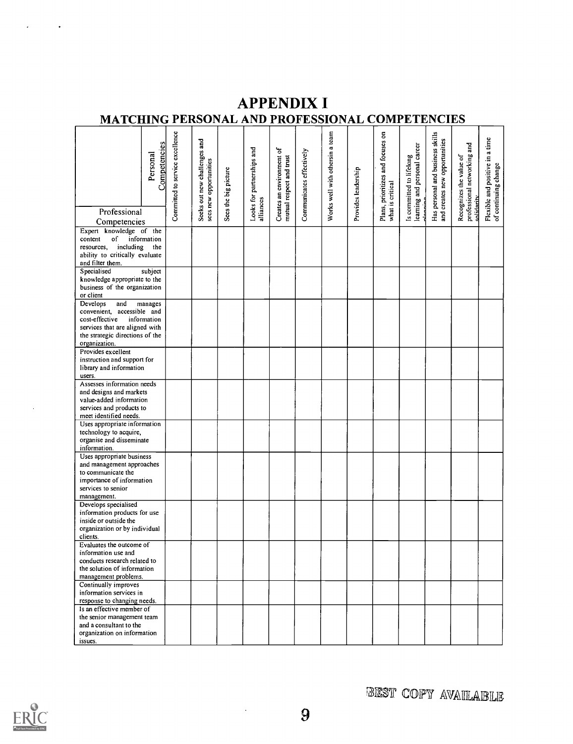# APPENDIX I

## MATCHING PERSONAL AND PROFESSIONAL COMPETENCIES

| Professional Competencies / Personal Competencies | Committed to service excellence | Seeks out new challenges and sees new opportunities | Sees the big picture | Looks for partnerships and alliances | Creates an environment of mutual respect and trust | Communicates effectively | Works well with othersin a team | Provides leadership | Plans, prioritizes and focuses on what is critical | Is committed to lifelong learning and personal career planning | Has personal and business skills and creates new opportunities | Recognizes the value of professional networking and solidarity | Flexible and positive in a time of continuing change |
|---|---|---|---|---|---|---|---|---|---|---|---|---|---|
| Expert knowledge of the content of information resources, including the ability to critically evaluate and filter them. | | | | | | | | | | | | | |
| Specialised subject knowledge appropriate to the business of the organization or client | | | | | | | | | | | | | |
| Develops and manages convenient, accessible and cost-effective information services that are aligned with the strategic directions of the organization. | | | | | | | | | | | | | |
| Provides excellent instruction and support for library and information users. | | | | | | | | | | | | | |
| Assesses information needs and designs and markets value-added information services and products to meet identified needs. | | | | | | | | | | | | | |
| Uses appropriate information technology to acquire, organise and disseminate information. | | | | | | | | | | | | | |
| Uses appropriate business and management approaches to communicate the importance of information services to senior management. | | | | | | | | | | | | | |
| Develops specialised information products for use inside or outside the organization or by individual clients. | | | | | | | | | | | | | |
| Evaluates the outcome of information use and conducts research related to the solution of information management problems. | | | | | | | | | | | | | |
| Continually improves information services in response to changing needs. | | | | | | | | | | | | | |
| Is an effective member of the senior management team and a consultant to the organization on information issues. | | | | | | | | | | | | | |

BEST COPY AVAILABLE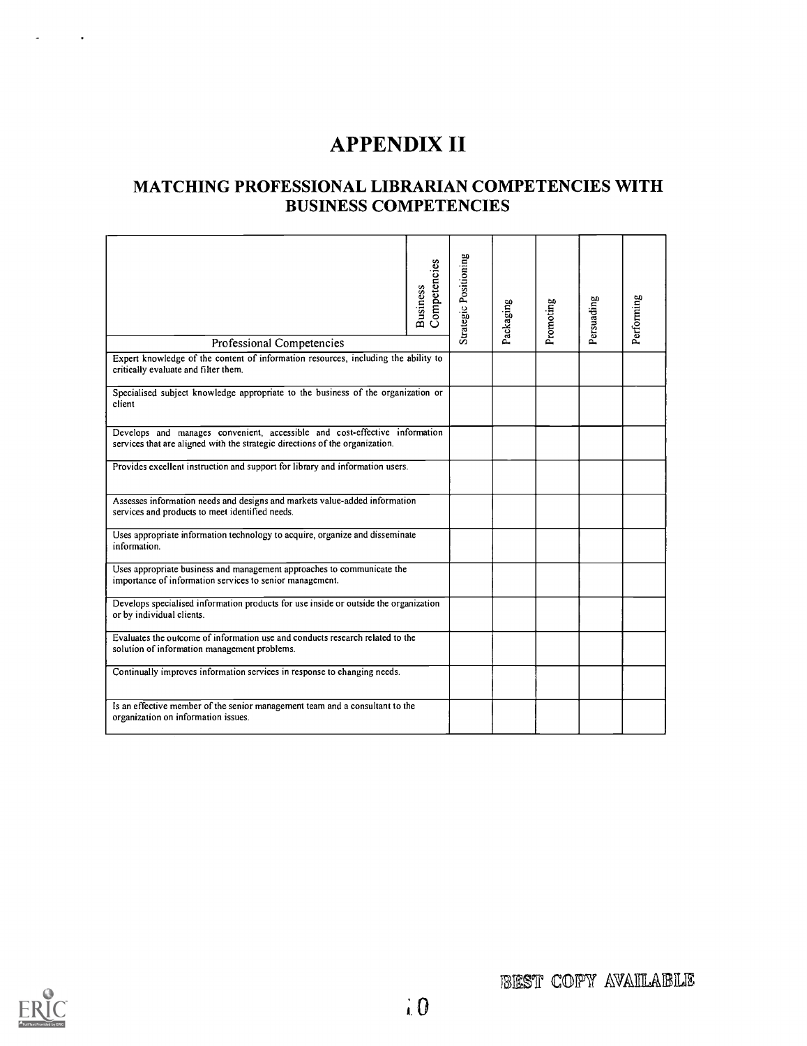# APPENDIX II

## MATCHING PROFESSIONAL LIBRARIAN COMPETENCIES WITH BUSINESS COMPETENCIES

| Professional Competencies / Business Competencies | Strategic Positioning | Packaging | Promoting | Persuading | Performing |
|---|---|---|---|---|---|
| Expert knowledge of the content of information resources, including the ability to critically evaluate and filter them. | | | | | |
| Specialised subject knowledge appropriate to the business of the organization or client | | | | | |
| Develops and manages convenient, accessible and cost-effective information services that are aligned with the strategic directions of the organization. | | | | | |
| Provides excellent instruction and support for library and information users. | | | | | |
| Assesses information needs and designs and markets value-added information services and products to meet identified needs. | | | | | |
| Uses appropriate information technology to acquire, organize and disseminate information. | | | | | |
| Uses appropriate business and management approaches to communicate the importance of information services to senior management. | | | | | |
| Develops specialised information products for use inside or outside the organization or by individual clients. | | | | | |
| Evaluates the outcome of information use and conducts research related to the solution of information management problems. | | | | | |
| Continually improves information services in response to changing needs. | | | | | |
| Is an effective member of the senior management team and a consultant to the organization on information issues. | | | | | |

BEST COPY AVAILABLE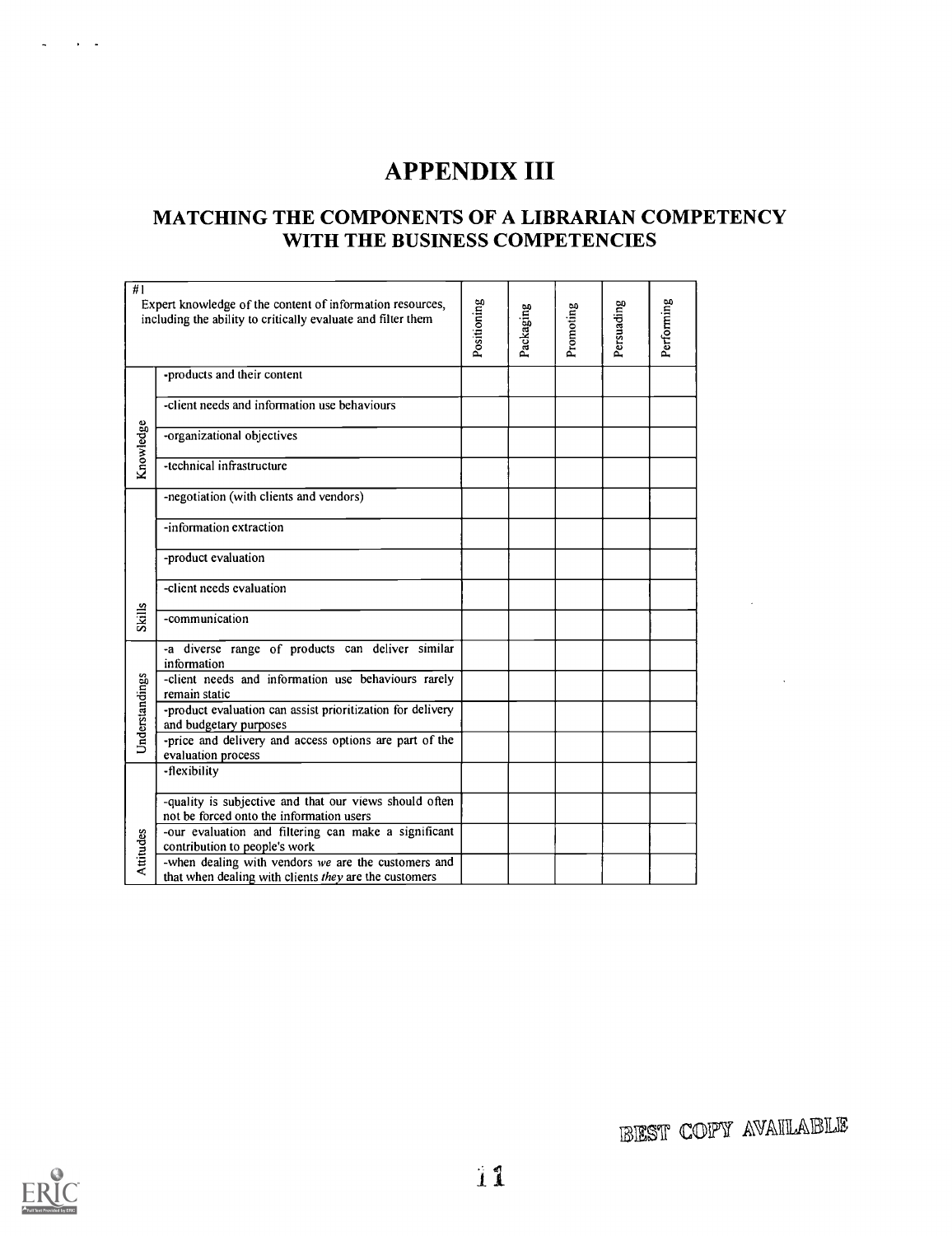# APPENDIX III

## MATCHING THE COMPONENTS OF A LIBRARIAN COMPETENCY WITH THE BUSINESS COMPETENCIES

| #1<br>Expert knowledge of the content of information resources, including the ability to critically evaluate and filter them | | Positioning | Packaging | Promoting | Persuading | Performing |
|---|---|---|---|---|---|---|
| Knowledge | -products and their content | | | | | |
| | -client needs and information use behaviours | | | | | |
| | -organizational objectives | | | | | |
| | -technical infrastructure | | | | | |
| Skills | -negotiation (with clients and vendors) | | | | | |
| | -information extraction | | | | | |
| | -product evaluation | | | | | |
| | -client needs evaluation | | | | | |
| | -communication | | | | | |
| Understandings | -a diverse range of products can deliver similar information | | | | | |
| | -client needs and information use behaviours rarely remain static | | | | | |
| | -product evaluation can assist prioritization for delivery and budgetary purposes | | | | | |
| | -price and delivery and access options are part of the evaluation process | | | | | |
| Attitudes | -flexibility | | | | | |
| | -quality is subjective and that our views should often not be forced onto the information users | | | | | |
| | -our evaluation and filtering can make a significant contribution to people's work | | | | | |
| | -when dealing with vendors *we* are the customers and that when dealing with clients *they* are the customers | | | | | |

BEST COPY AVAILABLE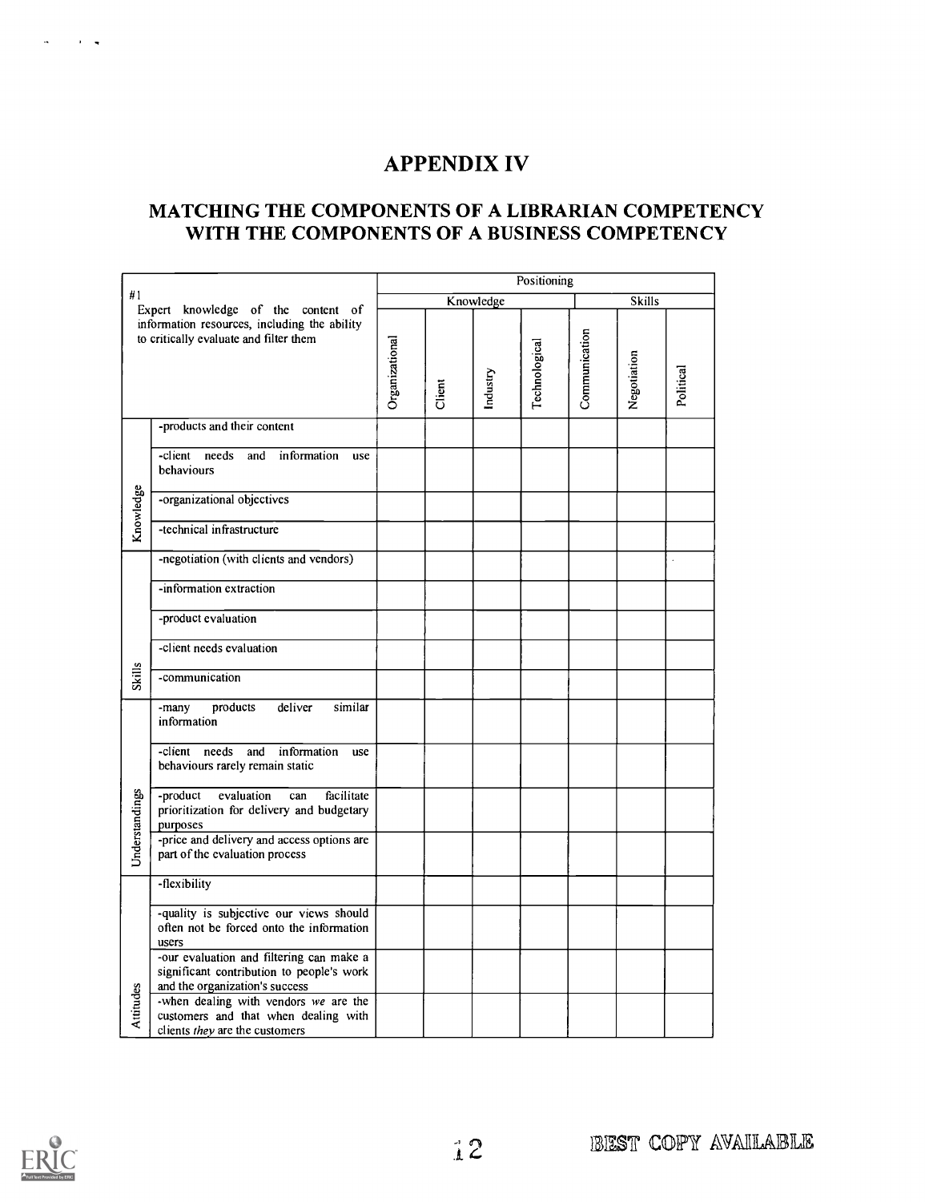# APPENDIX IV

## MATCHING THE COMPONENTS OF A LIBRARIAN COMPETENCY WITH THE COMPONENTS OF A BUSINESS COMPETENCY

| #1 Expert knowledge of the content of information resources, including the ability to critically evaluate and filter them | | Positioning | | | | | | |
|---|---|---|---|---|---|---|---|---|
| | | Knowledge | | | | Skills | | |
| | | Organizational | Client | Industry | Technological | Communication | Negotiation | Political |
| Knowledge | -products and their content | | | | | | | |
| | -client needs and information use behaviours | | | | | | | |
| | -organizational objectives | | | | | | | |
| | -technical infrastructure | | | | | | | |
| Skills | -negotiation (with clients and vendors) | | | | | | | |
| | -information extraction | | | | | | | |
| | -product evaluation | | | | | | | |
| | -client needs evaluation | | | | | | | |
| | -communication | | | | | | | |
| Understandings | -many products deliver similar information | | | | | | | |
| | -client needs and information use behaviours rarely remain static | | | | | | | |
| | -product evaluation can facilitate prioritization for delivery and budgetary purposes | | | | | | | |
| | -price and delivery and access options are part of the evaluation process | | | | | | | |
| Attitudes | -flexibility | | | | | | | |
| | -quality is subjective our views should often not be forced onto the information users | | | | | | | |
| | -our evaluation and filtering can make a significant contribution to people's work and the organization's success | | | | | | | |
| | -when dealing with vendors *we* are the customers and that when dealing with clients *they* are the customers | | | | | | | |

BEST COPY AVAILABLE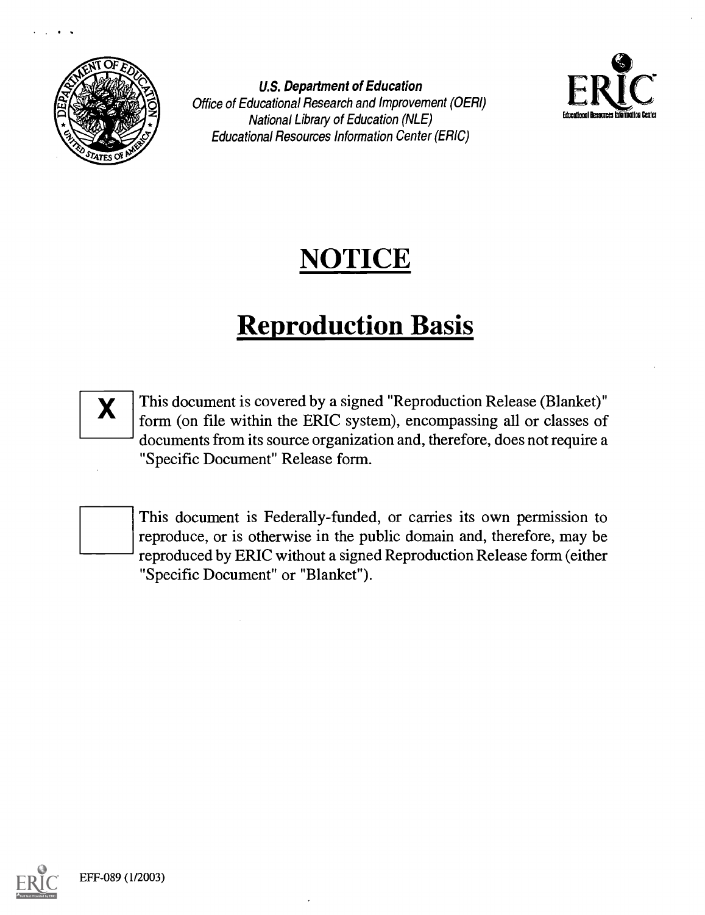*U.S. Department of Education*
*Office of Educational Research and Improvement (OERI)*
*National Library of Education (NLE)*
*Educational Resources Information Center (ERIC)*

# NOTICE

# Reproduction Basis

- [X] This document is covered by a signed "Reproduction Release (Blanket)" form (on file within the ERIC system), encompassing all or classes of documents from its source organization and, therefore, does not require a "Specific Document" Release form.

- [ ] This document is Federally-funded, or carries its own permission to reproduce, or is otherwise in the public domain and, therefore, may be reproduced by ERIC without a signed Reproduction Release form (either "Specific Document" or "Blanket").

EFF-089 (1/2003)